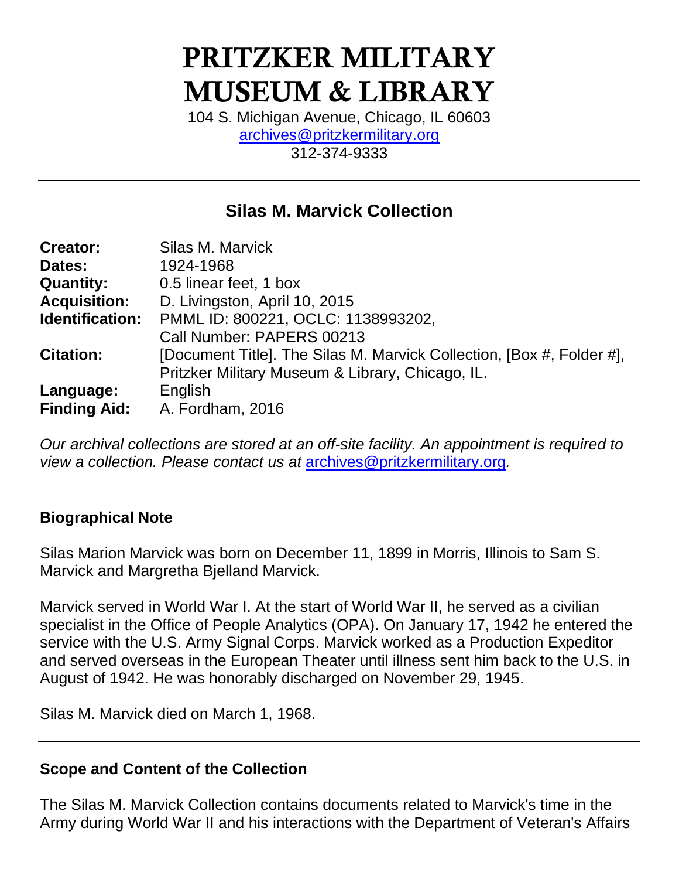# PRITZKER MILITARY MUSEUM & LIBRARY

104 S. Michigan Avenue, Chicago, IL 60603
archives@pritzkermilitary.org
312-374-9333

---

## Silas M. Marvick Collection

| | |
|---|---|
| **Creator:** | Silas M. Marvick |
| **Dates:** | 1924-1968 |
| **Quantity:** | 0.5 linear feet, 1 box |
| **Acquisition:** | D. Livingston, April 10, 2015 |
| **Identification:** | PMML ID: 800221, OCLC: 1138993202, Call Number: PAPERS 00213 |
| **Citation:** | [Document Title]. The Silas M. Marvick Collection, [Box #, Folder #], Pritzker Military Museum & Library, Chicago, IL. |
| **Language:** | English |
| **Finding Aid:** | A. Fordham, 2016 |

*Our archival collections are stored at an off-site facility. An appointment is required to view a collection. Please contact us at archives@pritzkermilitary.org.*

---

### Biographical Note

Silas Marion Marvick was born on December 11, 1899 in Morris, Illinois to Sam S. Marvick and Margretha Bjelland Marvick.

Marvick served in World War I. At the start of World War II, he served as a civilian specialist in the Office of People Analytics (OPA). On January 17, 1942 he entered the service with the U.S. Army Signal Corps. Marvick worked as a Production Expeditor and served overseas in the European Theater until illness sent him back to the U.S. in August of 1942. He was honorably discharged on November 29, 1945.

Silas M. Marvick died on March 1, 1968.

---

### Scope and Content of the Collection

The Silas M. Marvick Collection contains documents related to Marvick's time in the Army during World War II and his interactions with the Department of Veteran's Affairs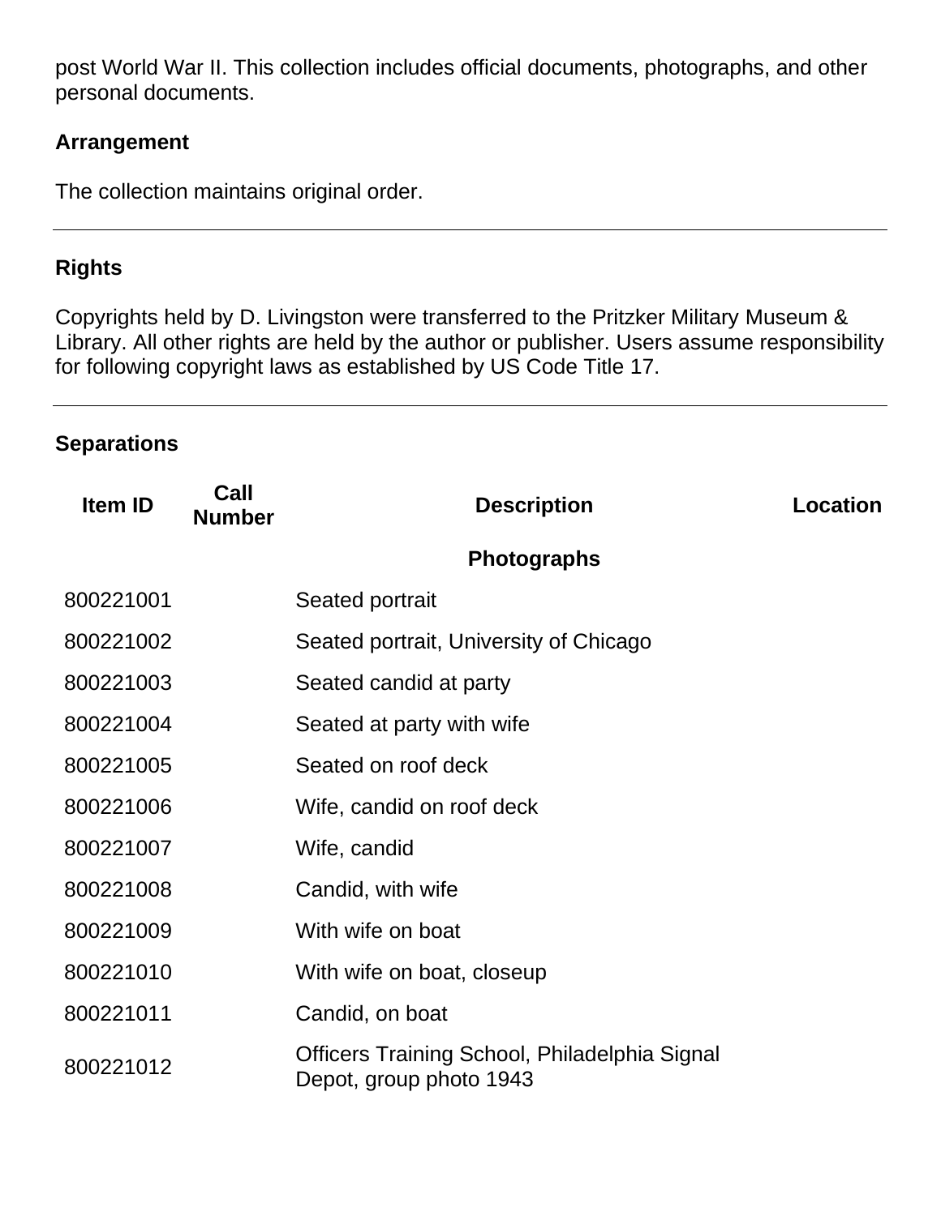post World War II. This collection includes official documents, photographs, and other personal documents.

## Arrangement

The collection maintains original order.

---

## Rights

Copyrights held by D. Livingston were transferred to the Pritzker Military Museum & Library. All other rights are held by the author or publisher. Users assume responsibility for following copyright laws as established by US Code Title 17.

---

## Separations

| Item ID | Call Number | Description | Location |
|---|---|---|---|
| | | **Photographs** | |
| 800221001 | | Seated portrait | |
| 800221002 | | Seated portrait, University of Chicago | |
| 800221003 | | Seated candid at party | |
| 800221004 | | Seated at party with wife | |
| 800221005 | | Seated on roof deck | |
| 800221006 | | Wife, candid on roof deck | |
| 800221007 | | Wife, candid | |
| 800221008 | | Candid, with wife | |
| 800221009 | | With wife on boat | |
| 800221010 | | With wife on boat, closeup | |
| 800221011 | | Candid, on boat | |
| 800221012 | | Officers Training School, Philadelphia Signal Depot, group photo 1943 | |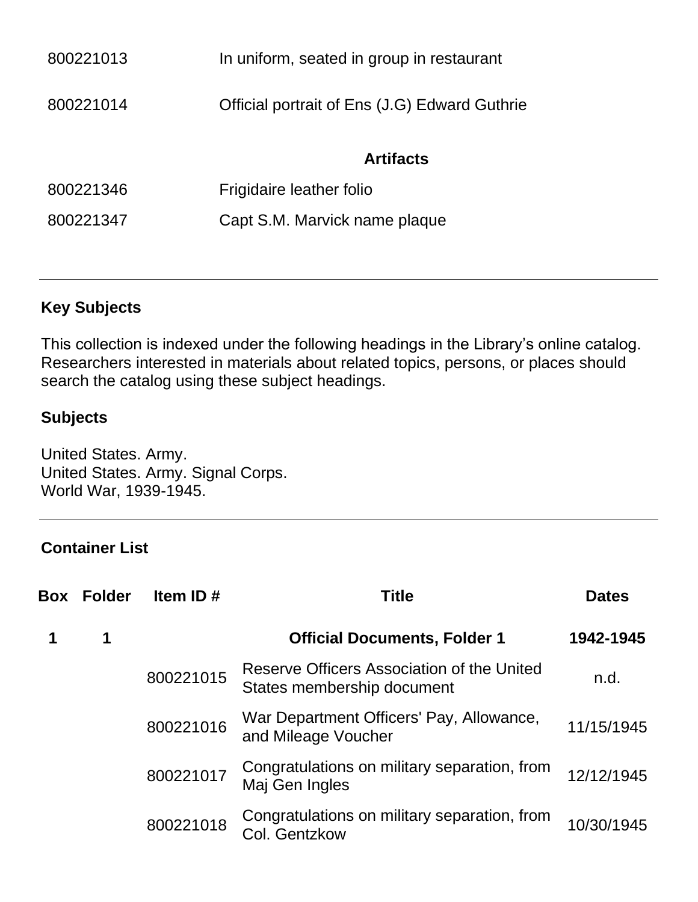| | |
|---|---|
| 800221013 | In uniform, seated in group in restaurant |
| 800221014 | Official portrait of Ens (J.G) Edward Guthrie |
| | **Artifacts** |
| 800221346 | Frigidaire leather folio |
| 800221347 | Capt S.M. Marvick name plaque |

---

## Key Subjects

This collection is indexed under the following headings in the Library's online catalog. Researchers interested in materials about related topics, persons, or places should search the catalog using these subject headings.

### Subjects

United States. Army.
United States. Army. Signal Corps.
World War, 1939-1945.

---

## Container List

| Box | Folder | Item ID # | Title | Dates |
|---|---|---|---|---|
| **1** | **1** | | **Official Documents, Folder 1** | **1942-1945** |
| | | 800221015 | Reserve Officers Association of the United States membership document | n.d. |
| | | 800221016 | War Department Officers' Pay, Allowance, and Mileage Voucher | 11/15/1945 |
| | | 800221017 | Congratulations on military separation, from Maj Gen Ingles | 12/12/1945 |
| | | 800221018 | Congratulations on military separation, from Col. Gentzkow | 10/30/1945 |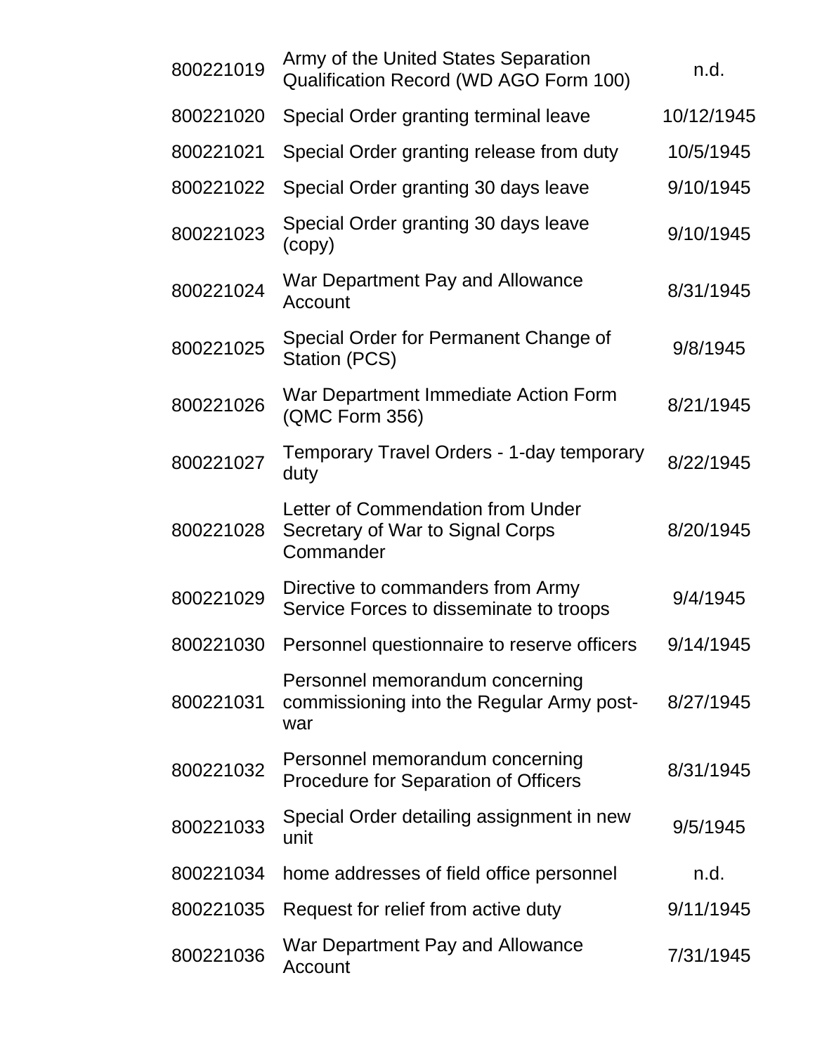| | | |
|---|---|---|
| 800221019 | Army of the United States Separation Qualification Record (WD AGO Form 100) | n.d. |
| 800221020 | Special Order granting terminal leave | 10/12/1945 |
| 800221021 | Special Order granting release from duty | 10/5/1945 |
| 800221022 | Special Order granting 30 days leave | 9/10/1945 |
| 800221023 | Special Order granting 30 days leave (copy) | 9/10/1945 |
| 800221024 | War Department Pay and Allowance Account | 8/31/1945 |
| 800221025 | Special Order for Permanent Change of Station (PCS) | 9/8/1945 |
| 800221026 | War Department Immediate Action Form (QMC Form 356) | 8/21/1945 |
| 800221027 | Temporary Travel Orders - 1-day temporary duty | 8/22/1945 |
| 800221028 | Letter of Commendation from Under Secretary of War to Signal Corps Commander | 8/20/1945 |
| 800221029 | Directive to commanders from Army Service Forces to disseminate to troops | 9/4/1945 |
| 800221030 | Personnel questionnaire to reserve officers | 9/14/1945 |
| 800221031 | Personnel memorandum concerning commissioning into the Regular Army post-war | 8/27/1945 |
| 800221032 | Personnel memorandum concerning Procedure for Separation of Officers | 8/31/1945 |
| 800221033 | Special Order detailing assignment in new unit | 9/5/1945 |
| 800221034 | home addresses of field office personnel | n.d. |
| 800221035 | Request for relief from active duty | 9/11/1945 |
| 800221036 | War Department Pay and Allowance Account | 7/31/1945 |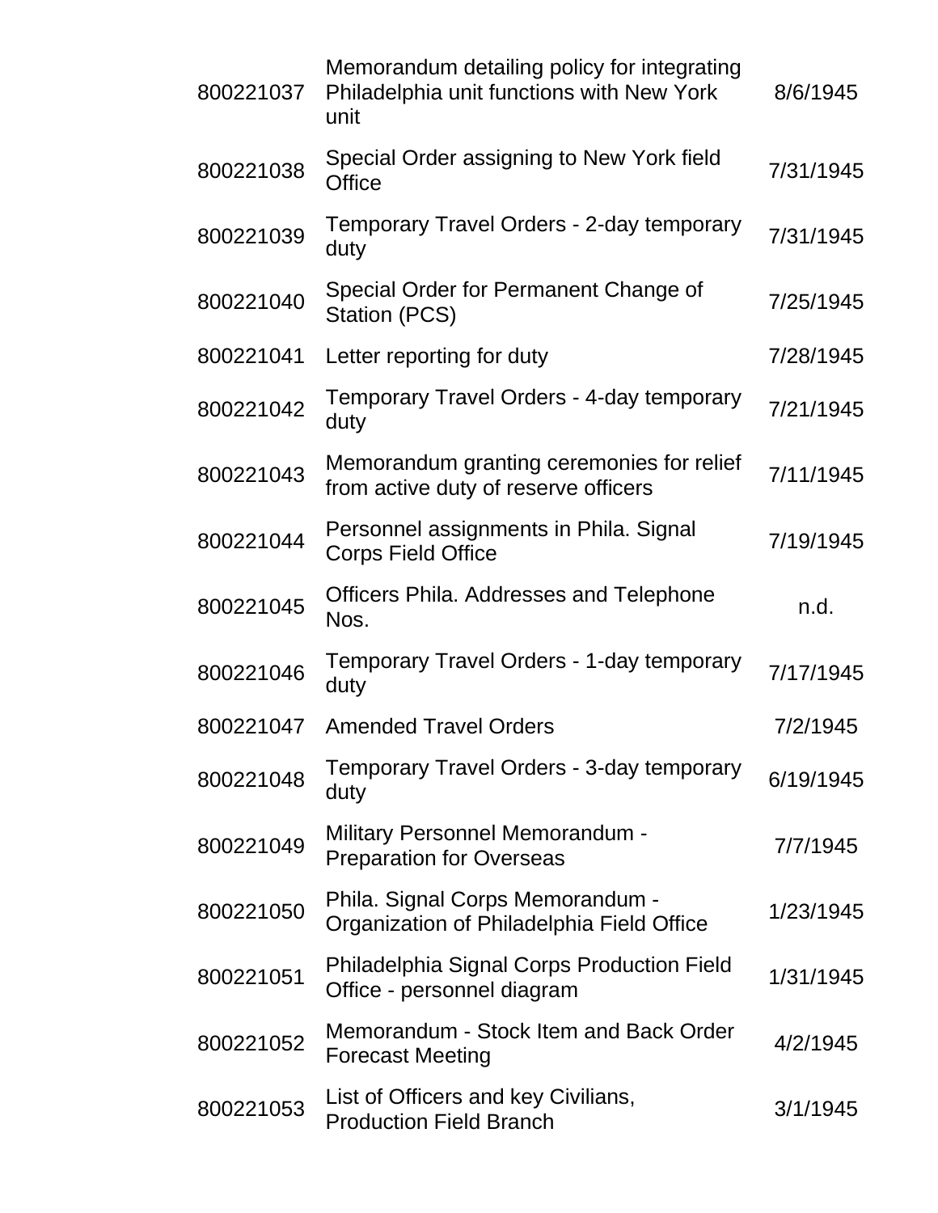| | | |
|---|---|---|
| 800221037 | Memorandum detailing policy for integrating Philadelphia unit functions with New York unit | 8/6/1945 |
| 800221038 | Special Order assigning to New York field Office | 7/31/1945 |
| 800221039 | Temporary Travel Orders - 2-day temporary duty | 7/31/1945 |
| 800221040 | Special Order for Permanent Change of Station (PCS) | 7/25/1945 |
| 800221041 | Letter reporting for duty | 7/28/1945 |
| 800221042 | Temporary Travel Orders - 4-day temporary duty | 7/21/1945 |
| 800221043 | Memorandum granting ceremonies for relief from active duty of reserve officers | 7/11/1945 |
| 800221044 | Personnel assignments in Phila. Signal Corps Field Office | 7/19/1945 |
| 800221045 | Officers Phila. Addresses and Telephone Nos. | n.d. |
| 800221046 | Temporary Travel Orders - 1-day temporary duty | 7/17/1945 |
| 800221047 | Amended Travel Orders | 7/2/1945 |
| 800221048 | Temporary Travel Orders - 3-day temporary duty | 6/19/1945 |
| 800221049 | Military Personnel Memorandum - Preparation for Overseas | 7/7/1945 |
| 800221050 | Phila. Signal Corps Memorandum - Organization of Philadelphia Field Office | 1/23/1945 |
| 800221051 | Philadelphia Signal Corps Production Field Office - personnel diagram | 1/31/1945 |
| 800221052 | Memorandum - Stock Item and Back Order Forecast Meeting | 4/2/1945 |
| 800221053 | List of Officers and key Civilians, Production Field Branch | 3/1/1945 |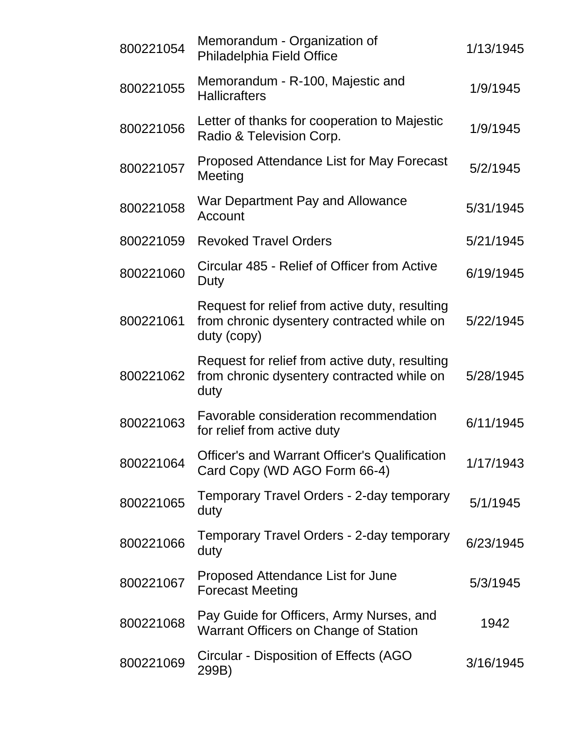| | | |
|---|---|---|
| 800221054 | Memorandum - Organization of Philadelphia Field Office | 1/13/1945 |
| 800221055 | Memorandum - R-100, Majestic and Hallicrafters | 1/9/1945 |
| 800221056 | Letter of thanks for cooperation to Majestic Radio & Television Corp. | 1/9/1945 |
| 800221057 | Proposed Attendance List for May Forecast Meeting | 5/2/1945 |
| 800221058 | War Department Pay and Allowance Account | 5/31/1945 |
| 800221059 | Revoked Travel Orders | 5/21/1945 |
| 800221060 | Circular 485 - Relief of Officer from Active Duty | 6/19/1945 |
| 800221061 | Request for relief from active duty, resulting from chronic dysentery contracted while on duty (copy) | 5/22/1945 |
| 800221062 | Request for relief from active duty, resulting from chronic dysentery contracted while on duty | 5/28/1945 |
| 800221063 | Favorable consideration recommendation for relief from active duty | 6/11/1945 |
| 800221064 | Officer's and Warrant Officer's Qualification Card Copy (WD AGO Form 66-4) | 1/17/1943 |
| 800221065 | Temporary Travel Orders - 2-day temporary duty | 5/1/1945 |
| 800221066 | Temporary Travel Orders - 2-day temporary duty | 6/23/1945 |
| 800221067 | Proposed Attendance List for June Forecast Meeting | 5/3/1945 |
| 800221068 | Pay Guide for Officers, Army Nurses, and Warrant Officers on Change of Station | 1942 |
| 800221069 | Circular - Disposition of Effects (AGO 299B) | 3/16/1945 |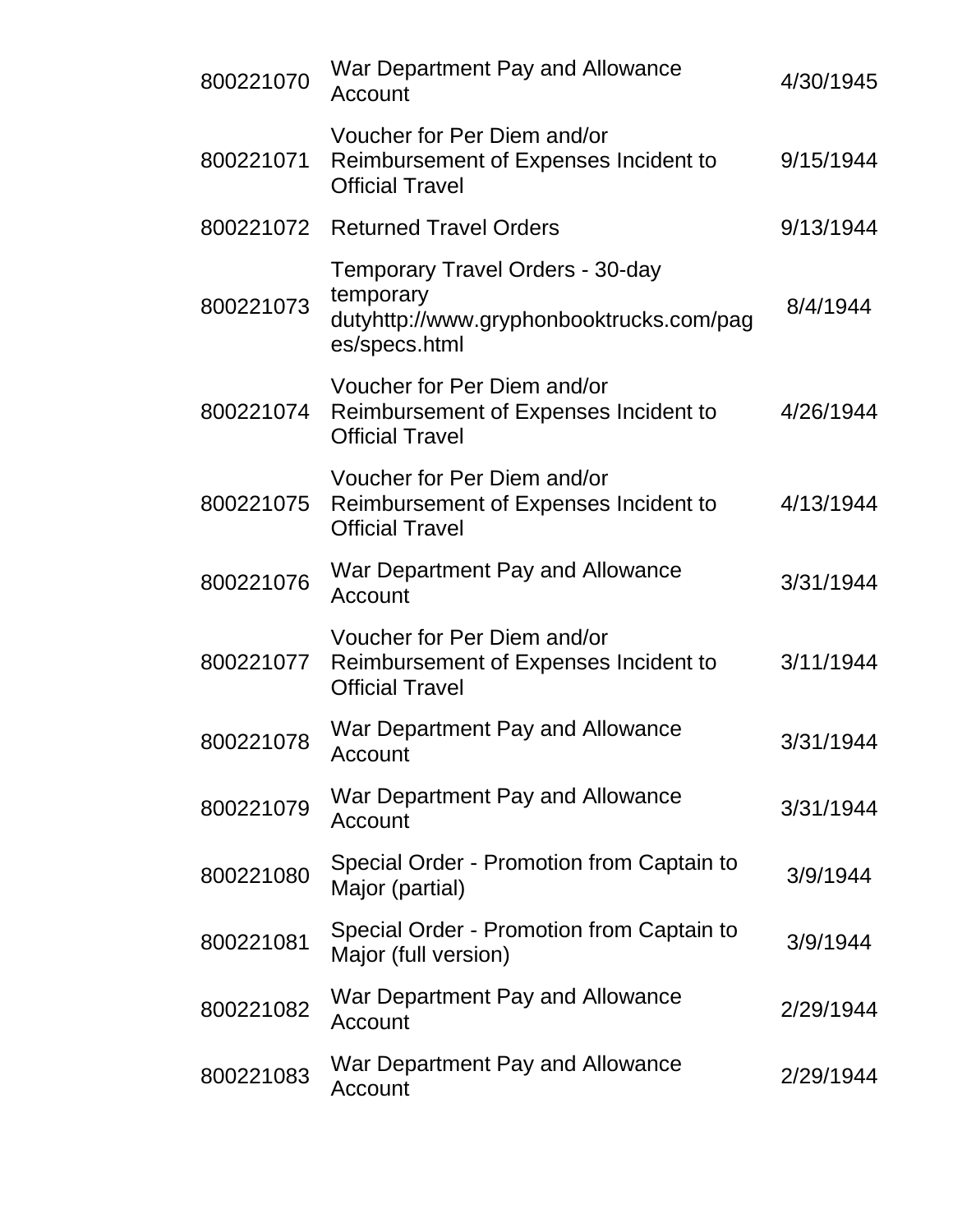| | | |
|---|---|---|
| 800221070 | War Department Pay and Allowance Account | 4/30/1945 |
| 800221071 | Voucher for Per Diem and/or Reimbursement of Expenses Incident to Official Travel | 9/15/1944 |
| 800221072 | Returned Travel Orders | 9/13/1944 |
| 800221073 | Temporary Travel Orders - 30-day temporary dutyhttp://www.gryphonbooktrucks.com/pages/specs.html | 8/4/1944 |
| 800221074 | Voucher for Per Diem and/or Reimbursement of Expenses Incident to Official Travel | 4/26/1944 |
| 800221075 | Voucher for Per Diem and/or Reimbursement of Expenses Incident to Official Travel | 4/13/1944 |
| 800221076 | War Department Pay and Allowance Account | 3/31/1944 |
| 800221077 | Voucher for Per Diem and/or Reimbursement of Expenses Incident to Official Travel | 3/11/1944 |
| 800221078 | War Department Pay and Allowance Account | 3/31/1944 |
| 800221079 | War Department Pay and Allowance Account | 3/31/1944 |
| 800221080 | Special Order - Promotion from Captain to Major (partial) | 3/9/1944 |
| 800221081 | Special Order - Promotion from Captain to Major (full version) | 3/9/1944 |
| 800221082 | War Department Pay and Allowance Account | 2/29/1944 |
| 800221083 | War Department Pay and Allowance Account | 2/29/1944 |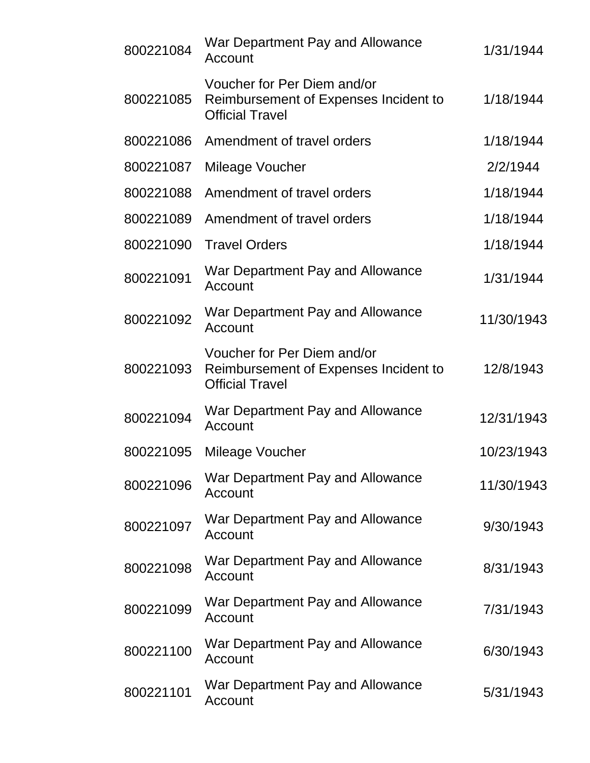| | | |
|---|---|---|
| 800221084 | War Department Pay and Allowance Account | 1/31/1944 |
| 800221085 | Voucher for Per Diem and/or Reimbursement of Expenses Incident to Official Travel | 1/18/1944 |
| 800221086 | Amendment of travel orders | 1/18/1944 |
| 800221087 | Mileage Voucher | 2/2/1944 |
| 800221088 | Amendment of travel orders | 1/18/1944 |
| 800221089 | Amendment of travel orders | 1/18/1944 |
| 800221090 | Travel Orders | 1/18/1944 |
| 800221091 | War Department Pay and Allowance Account | 1/31/1944 |
| 800221092 | War Department Pay and Allowance Account | 11/30/1943 |
| 800221093 | Voucher for Per Diem and/or Reimbursement of Expenses Incident to Official Travel | 12/8/1943 |
| 800221094 | War Department Pay and Allowance Account | 12/31/1943 |
| 800221095 | Mileage Voucher | 10/23/1943 |
| 800221096 | War Department Pay and Allowance Account | 11/30/1943 |
| 800221097 | War Department Pay and Allowance Account | 9/30/1943 |
| 800221098 | War Department Pay and Allowance Account | 8/31/1943 |
| 800221099 | War Department Pay and Allowance Account | 7/31/1943 |
| 800221100 | War Department Pay and Allowance Account | 6/30/1943 |
| 800221101 | War Department Pay and Allowance Account | 5/31/1943 |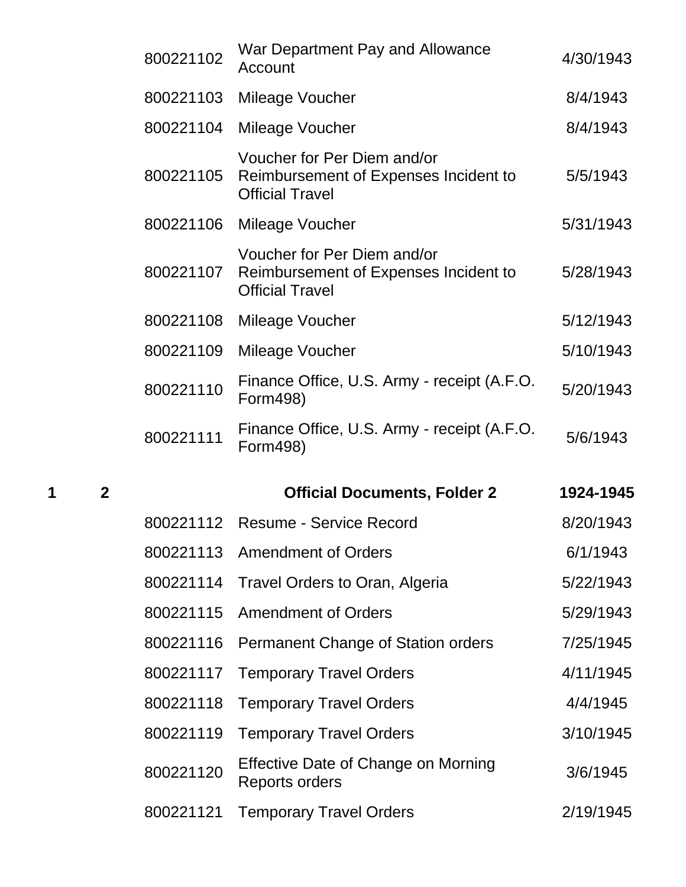| Box | Folder | ID | Title | Date |
|---|---|---|---|---|
| | | 800221102 | War Department Pay and Allowance Account | 4/30/1943 |
| | | 800221103 | Mileage Voucher | 8/4/1943 |
| | | 800221104 | Mileage Voucher | 8/4/1943 |
| | | 800221105 | Voucher for Per Diem and/or Reimbursement of Expenses Incident to Official Travel | 5/5/1943 |
| | | 800221106 | Mileage Voucher | 5/31/1943 |
| | | 800221107 | Voucher for Per Diem and/or Reimbursement of Expenses Incident to Official Travel | 5/28/1943 |
| | | 800221108 | Mileage Voucher | 5/12/1943 |
| | | 800221109 | Mileage Voucher | 5/10/1943 |
| | | 800221110 | Finance Office, U.S. Army - receipt (A.F.O. Form498) | 5/20/1943 |
| | | 800221111 | Finance Office, U.S. Army - receipt (A.F.O. Form498) | 5/6/1943 |
| **1** | **2** | | **Official Documents, Folder 2** | **1924-1945** |
| | | 800221112 | Resume - Service Record | 8/20/1943 |
| | | 800221113 | Amendment of Orders | 6/1/1943 |
| | | 800221114 | Travel Orders to Oran, Algeria | 5/22/1943 |
| | | 800221115 | Amendment of Orders | 5/29/1943 |
| | | 800221116 | Permanent Change of Station orders | 7/25/1945 |
| | | 800221117 | Temporary Travel Orders | 4/11/1945 |
| | | 800221118 | Temporary Travel Orders | 4/4/1945 |
| | | 800221119 | Temporary Travel Orders | 3/10/1945 |
| | | 800221120 | Effective Date of Change on Morning Reports orders | 3/6/1945 |
| | | 800221121 | Temporary Travel Orders | 2/19/1945 |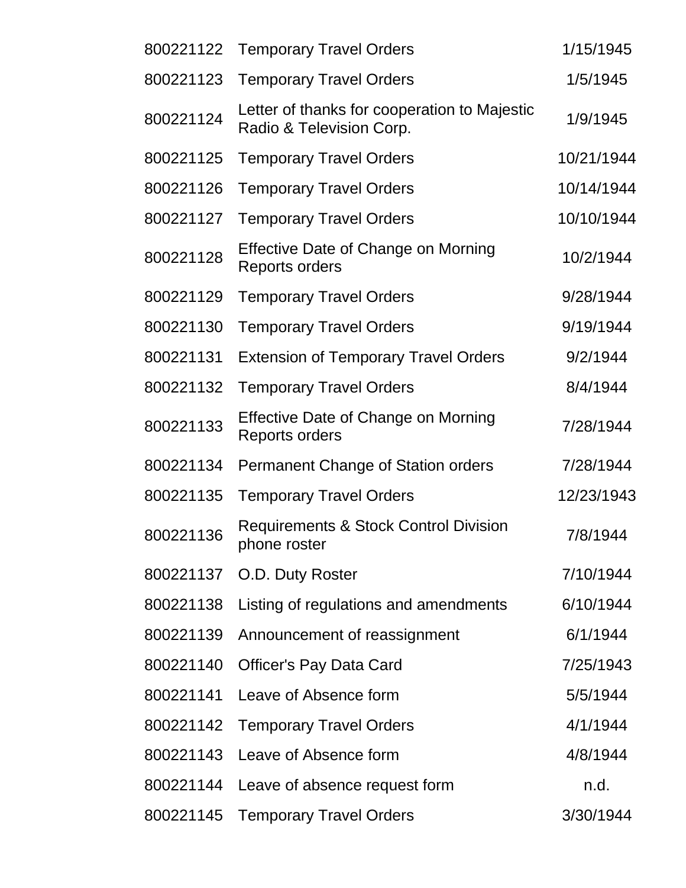| | | |
|---|---|---|
| 800221122 | Temporary Travel Orders | 1/15/1945 |
| 800221123 | Temporary Travel Orders | 1/5/1945 |
| 800221124 | Letter of thanks for cooperation to Majestic Radio & Television Corp. | 1/9/1945 |
| 800221125 | Temporary Travel Orders | 10/21/1944 |
| 800221126 | Temporary Travel Orders | 10/14/1944 |
| 800221127 | Temporary Travel Orders | 10/10/1944 |
| 800221128 | Effective Date of Change on Morning Reports orders | 10/2/1944 |
| 800221129 | Temporary Travel Orders | 9/28/1944 |
| 800221130 | Temporary Travel Orders | 9/19/1944 |
| 800221131 | Extension of Temporary Travel Orders | 9/2/1944 |
| 800221132 | Temporary Travel Orders | 8/4/1944 |
| 800221133 | Effective Date of Change on Morning Reports orders | 7/28/1944 |
| 800221134 | Permanent Change of Station orders | 7/28/1944 |
| 800221135 | Temporary Travel Orders | 12/23/1943 |
| 800221136 | Requirements & Stock Control Division phone roster | 7/8/1944 |
| 800221137 | O.D. Duty Roster | 7/10/1944 |
| 800221138 | Listing of regulations and amendments | 6/10/1944 |
| 800221139 | Announcement of reassignment | 6/1/1944 |
| 800221140 | Officer's Pay Data Card | 7/25/1943 |
| 800221141 | Leave of Absence form | 5/5/1944 |
| 800221142 | Temporary Travel Orders | 4/1/1944 |
| 800221143 | Leave of Absence form | 4/8/1944 |
| 800221144 | Leave of absence request form | n.d. |
| 800221145 | Temporary Travel Orders | 3/30/1944 |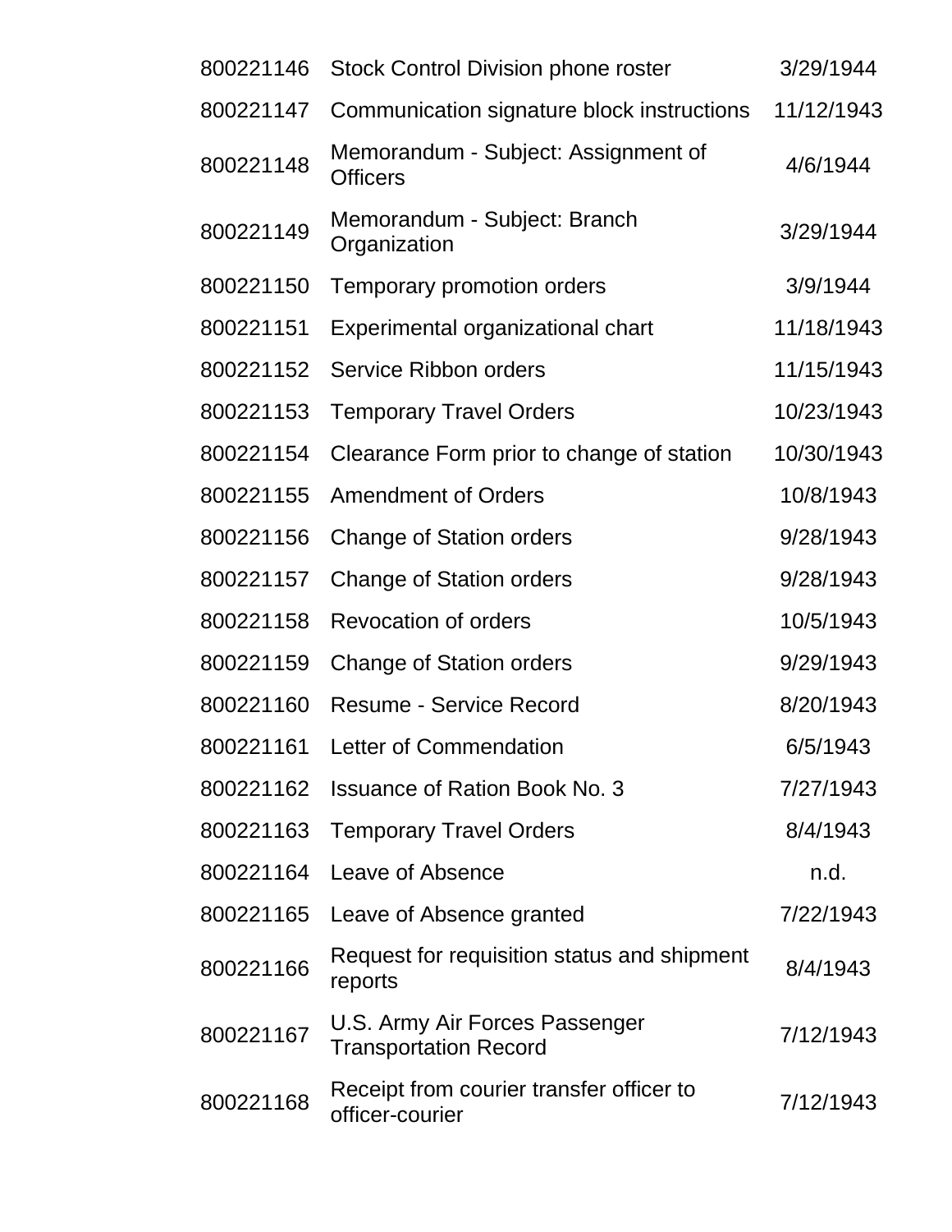| | | |
|---|---|---|
| 800221146 | Stock Control Division phone roster | 3/29/1944 |
| 800221147 | Communication signature block instructions | 11/12/1943 |
| 800221148 | Memorandum - Subject: Assignment of Officers | 4/6/1944 |
| 800221149 | Memorandum - Subject: Branch Organization | 3/29/1944 |
| 800221150 | Temporary promotion orders | 3/9/1944 |
| 800221151 | Experimental organizational chart | 11/18/1943 |
| 800221152 | Service Ribbon orders | 11/15/1943 |
| 800221153 | Temporary Travel Orders | 10/23/1943 |
| 800221154 | Clearance Form prior to change of station | 10/30/1943 |
| 800221155 | Amendment of Orders | 10/8/1943 |
| 800221156 | Change of Station orders | 9/28/1943 |
| 800221157 | Change of Station orders | 9/28/1943 |
| 800221158 | Revocation of orders | 10/5/1943 |
| 800221159 | Change of Station orders | 9/29/1943 |
| 800221160 | Resume - Service Record | 8/20/1943 |
| 800221161 | Letter of Commendation | 6/5/1943 |
| 800221162 | Issuance of Ration Book No. 3 | 7/27/1943 |
| 800221163 | Temporary Travel Orders | 8/4/1943 |
| 800221164 | Leave of Absence | n.d. |
| 800221165 | Leave of Absence granted | 7/22/1943 |
| 800221166 | Request for requisition status and shipment reports | 8/4/1943 |
| 800221167 | U.S. Army Air Forces Passenger Transportation Record | 7/12/1943 |
| 800221168 | Receipt from courier transfer officer to officer-courier | 7/12/1943 |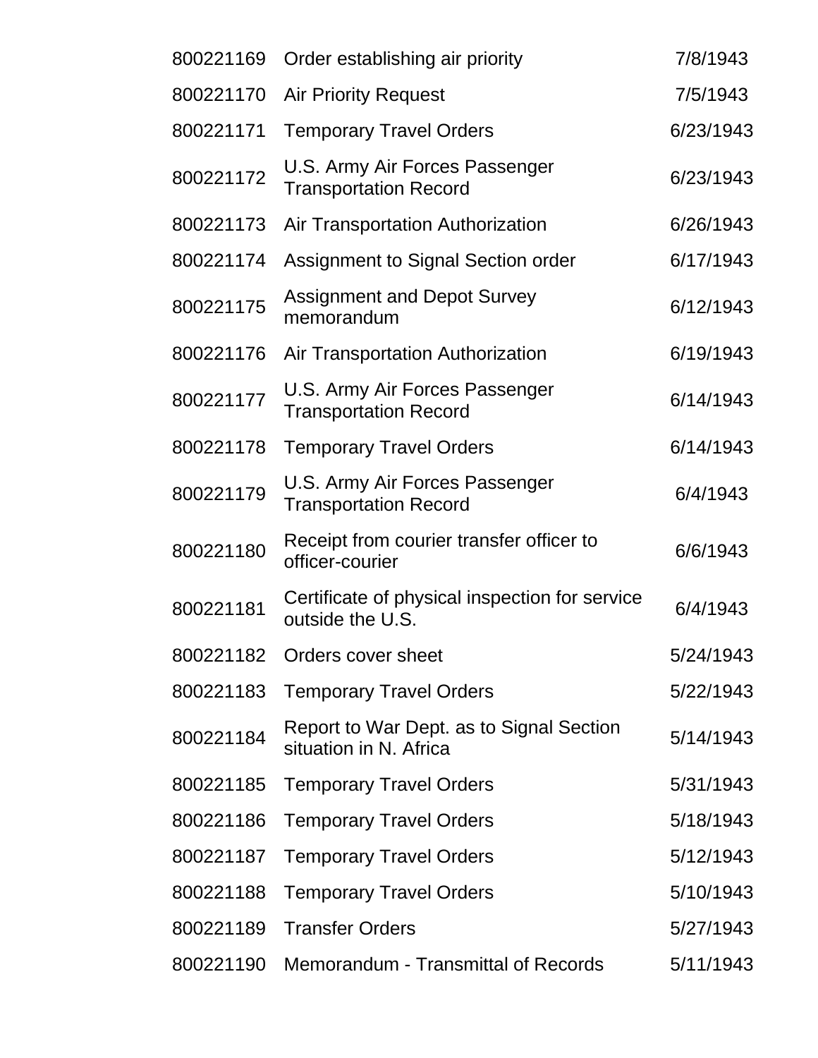| | | |
|---|---|---|
| 800221169 | Order establishing air priority | 7/8/1943 |
| 800221170 | Air Priority Request | 7/5/1943 |
| 800221171 | Temporary Travel Orders | 6/23/1943 |
| 800221172 | U.S. Army Air Forces Passenger Transportation Record | 6/23/1943 |
| 800221173 | Air Transportation Authorization | 6/26/1943 |
| 800221174 | Assignment to Signal Section order | 6/17/1943 |
| 800221175 | Assignment and Depot Survey memorandum | 6/12/1943 |
| 800221176 | Air Transportation Authorization | 6/19/1943 |
| 800221177 | U.S. Army Air Forces Passenger Transportation Record | 6/14/1943 |
| 800221178 | Temporary Travel Orders | 6/14/1943 |
| 800221179 | U.S. Army Air Forces Passenger Transportation Record | 6/4/1943 |
| 800221180 | Receipt from courier transfer officer to officer-courier | 6/6/1943 |
| 800221181 | Certificate of physical inspection for service outside the U.S. | 6/4/1943 |
| 800221182 | Orders cover sheet | 5/24/1943 |
| 800221183 | Temporary Travel Orders | 5/22/1943 |
| 800221184 | Report to War Dept. as to Signal Section situation in N. Africa | 5/14/1943 |
| 800221185 | Temporary Travel Orders | 5/31/1943 |
| 800221186 | Temporary Travel Orders | 5/18/1943 |
| 800221187 | Temporary Travel Orders | 5/12/1943 |
| 800221188 | Temporary Travel Orders | 5/10/1943 |
| 800221189 | Transfer Orders | 5/27/1943 |
| 800221190 | Memorandum - Transmittal of Records | 5/11/1943 |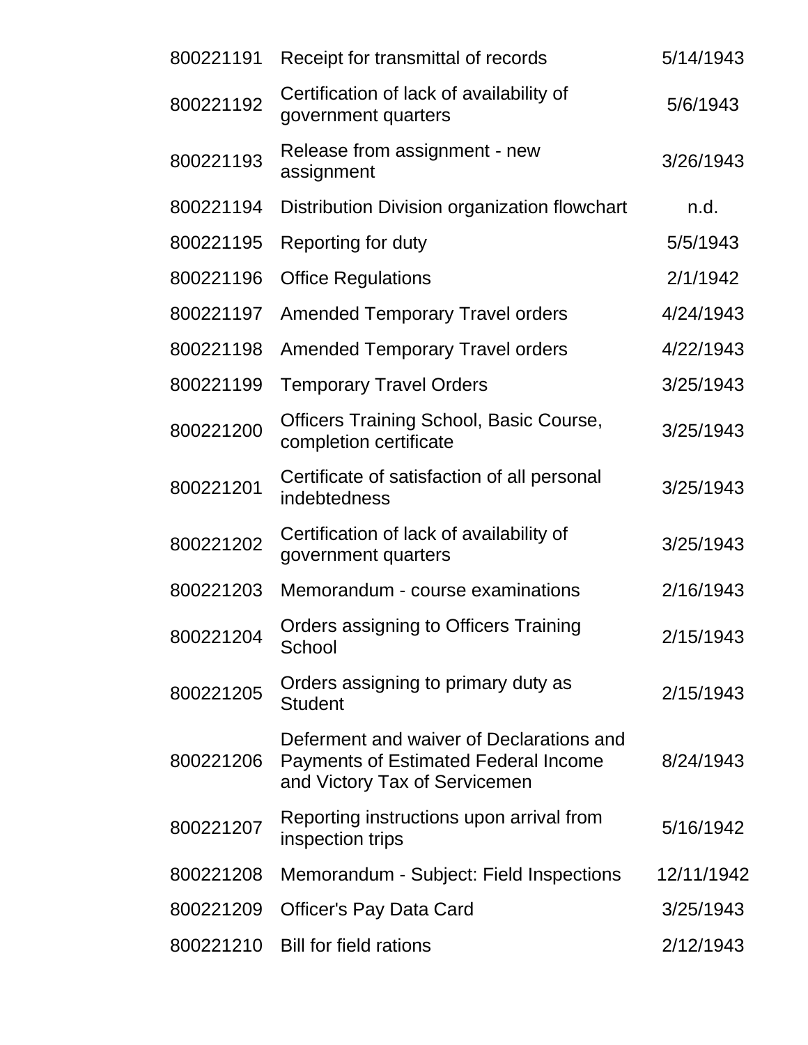| | | |
|---|---|---|
| 800221191 | Receipt for transmittal of records | 5/14/1943 |
| 800221192 | Certification of lack of availability of government quarters | 5/6/1943 |
| 800221193 | Release from assignment - new assignment | 3/26/1943 |
| 800221194 | Distribution Division organization flowchart | n.d. |
| 800221195 | Reporting for duty | 5/5/1943 |
| 800221196 | Office Regulations | 2/1/1942 |
| 800221197 | Amended Temporary Travel orders | 4/24/1943 |
| 800221198 | Amended Temporary Travel orders | 4/22/1943 |
| 800221199 | Temporary Travel Orders | 3/25/1943 |
| 800221200 | Officers Training School, Basic Course, completion certificate | 3/25/1943 |
| 800221201 | Certificate of satisfaction of all personal indebtedness | 3/25/1943 |
| 800221202 | Certification of lack of availability of government quarters | 3/25/1943 |
| 800221203 | Memorandum - course examinations | 2/16/1943 |
| 800221204 | Orders assigning to Officers Training School | 2/15/1943 |
| 800221205 | Orders assigning to primary duty as Student | 2/15/1943 |
| 800221206 | Deferment and waiver of Declarations and Payments of Estimated Federal Income and Victory Tax of Servicemen | 8/24/1943 |
| 800221207 | Reporting instructions upon arrival from inspection trips | 5/16/1942 |
| 800221208 | Memorandum - Subject: Field Inspections | 12/11/1942 |
| 800221209 | Officer's Pay Data Card | 3/25/1943 |
| 800221210 | Bill for field rations | 2/12/1943 |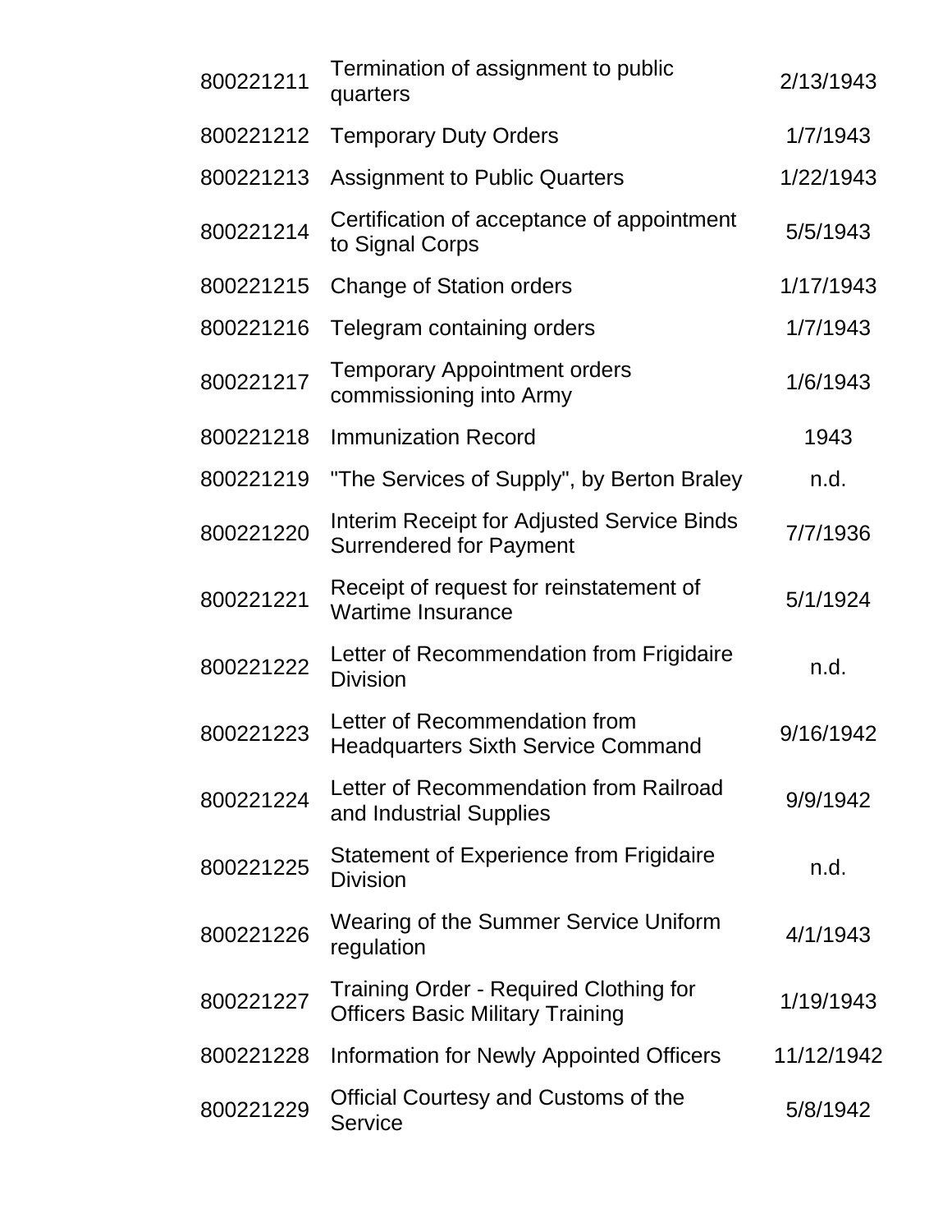| | | |
|---|---|---|
| 800221211 | Termination of assignment to public quarters | 2/13/1943 |
| 800221212 | Temporary Duty Orders | 1/7/1943 |
| 800221213 | Assignment to Public Quarters | 1/22/1943 |
| 800221214 | Certification of acceptance of appointment to Signal Corps | 5/5/1943 |
| 800221215 | Change of Station orders | 1/17/1943 |
| 800221216 | Telegram containing orders | 1/7/1943 |
| 800221217 | Temporary Appointment orders commissioning into Army | 1/6/1943 |
| 800221218 | Immunization Record | 1943 |
| 800221219 | "The Services of Supply", by Berton Braley | n.d. |
| 800221220 | Interim Receipt for Adjusted Service Binds Surrendered for Payment | 7/7/1936 |
| 800221221 | Receipt of request for reinstatement of Wartime Insurance | 5/1/1924 |
| 800221222 | Letter of Recommendation from Frigidaire Division | n.d. |
| 800221223 | Letter of Recommendation from Headquarters Sixth Service Command | 9/16/1942 |
| 800221224 | Letter of Recommendation from Railroad and Industrial Supplies | 9/9/1942 |
| 800221225 | Statement of Experience from Frigidaire Division | n.d. |
| 800221226 | Wearing of the Summer Service Uniform regulation | 4/1/1943 |
| 800221227 | Training Order - Required Clothing for Officers Basic Military Training | 1/19/1943 |
| 800221228 | Information for Newly Appointed Officers | 11/12/1942 |
| 800221229 | Official Courtesy and Customs of the Service | 5/8/1942 |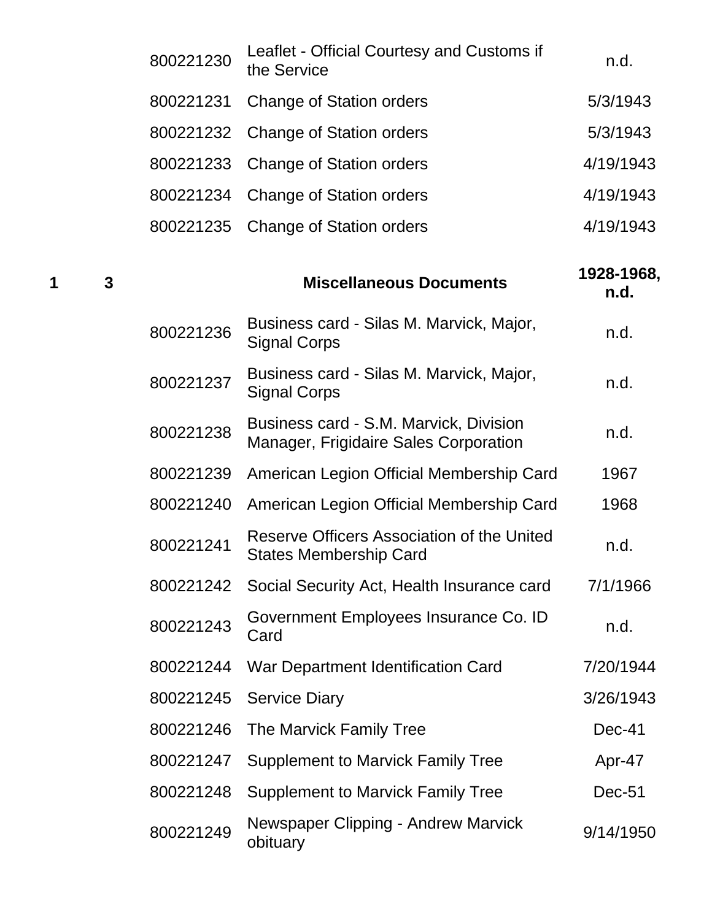| | | | | |
|---|---|---|---|---|
| | | 800221230 | Leaflet - Official Courtesy and Customs if the Service | n.d. |
| | | 800221231 | Change of Station orders | 5/3/1943 |
| | | 800221232 | Change of Station orders | 5/3/1943 |
| | | 800221233 | Change of Station orders | 4/19/1943 |
| | | 800221234 | Change of Station orders | 4/19/1943 |
| | | 800221235 | Change of Station orders | 4/19/1943 |
| **1** | **3** | | **Miscellaneous Documents** | **1928-1968, n.d.** |
| | | 800221236 | Business card - Silas M. Marvick, Major, Signal Corps | n.d. |
| | | 800221237 | Business card - Silas M. Marvick, Major, Signal Corps | n.d. |
| | | 800221238 | Business card - S.M. Marvick, Division Manager, Frigidaire Sales Corporation | n.d. |
| | | 800221239 | American Legion Official Membership Card | 1967 |
| | | 800221240 | American Legion Official Membership Card | 1968 |
| | | 800221241 | Reserve Officers Association of the United States Membership Card | n.d. |
| | | 800221242 | Social Security Act, Health Insurance card | 7/1/1966 |
| | | 800221243 | Government Employees Insurance Co. ID Card | n.d. |
| | | 800221244 | War Department Identification Card | 7/20/1944 |
| | | 800221245 | Service Diary | 3/26/1943 |
| | | 800221246 | The Marvick Family Tree | Dec-41 |
| | | 800221247 | Supplement to Marvick Family Tree | Apr-47 |
| | | 800221248 | Supplement to Marvick Family Tree | Dec-51 |
| | | 800221249 | Newspaper Clipping - Andrew Marvick obituary | 9/14/1950 |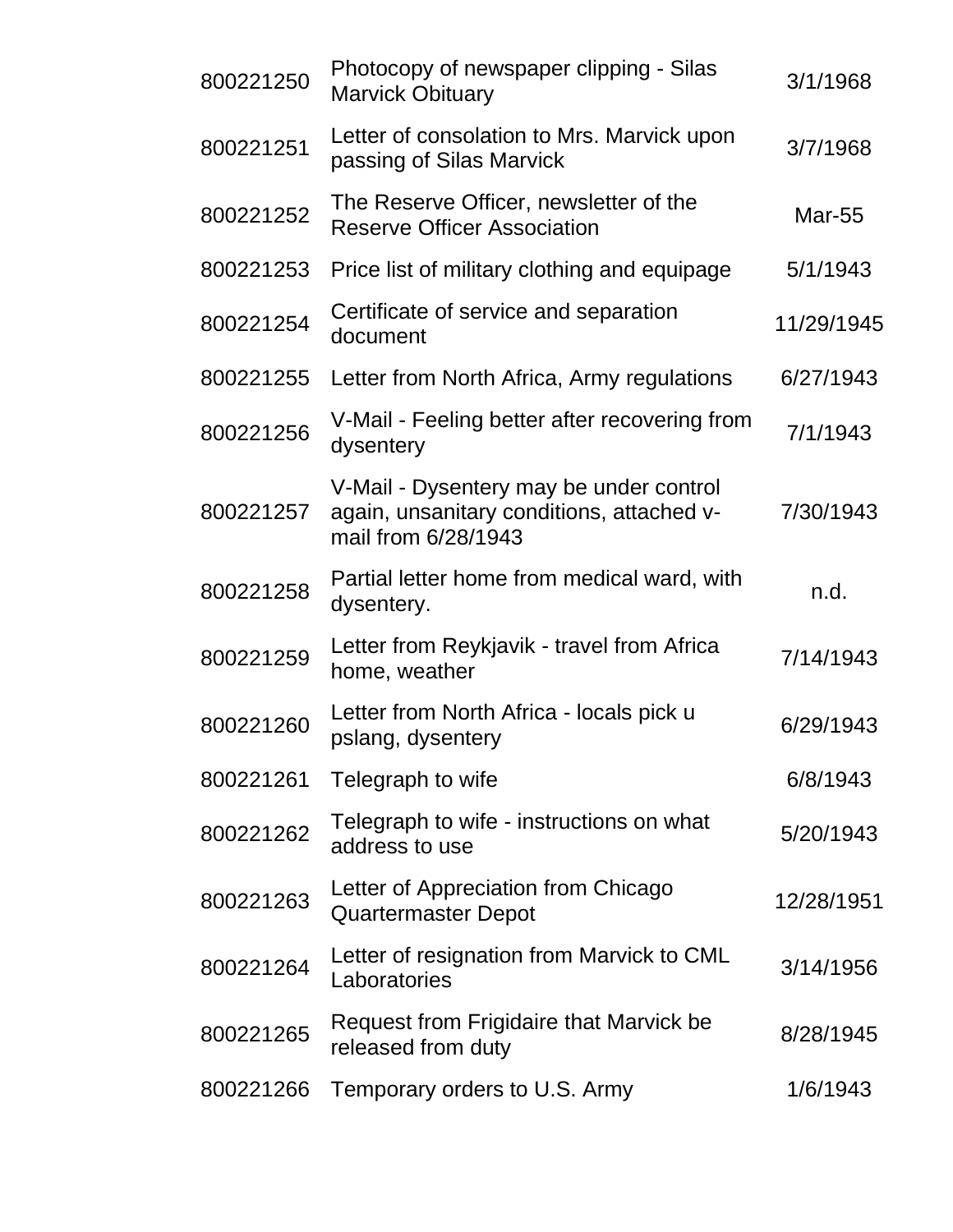| | | |
|---|---|---|
| 800221250 | Photocopy of newspaper clipping - Silas Marvick Obituary | 3/1/1968 |
| 800221251 | Letter of consolation to Mrs. Marvick upon passing of Silas Marvick | 3/7/1968 |
| 800221252 | The Reserve Officer, newsletter of the Reserve Officer Association | Mar-55 |
| 800221253 | Price list of military clothing and equipage | 5/1/1943 |
| 800221254 | Certificate of service and separation document | 11/29/1945 |
| 800221255 | Letter from North Africa, Army regulations | 6/27/1943 |
| 800221256 | V-Mail - Feeling better after recovering from dysentery | 7/1/1943 |
| 800221257 | V-Mail - Dysentery may be under control again, unsanitary conditions, attached v-mail from 6/28/1943 | 7/30/1943 |
| 800221258 | Partial letter home from medical ward, with dysentery. | n.d. |
| 800221259 | Letter from Reykjavik - travel from Africa home, weather | 7/14/1943 |
| 800221260 | Letter from North Africa - locals pick u pslang, dysentery | 6/29/1943 |
| 800221261 | Telegraph to wife | 6/8/1943 |
| 800221262 | Telegraph to wife - instructions on what address to use | 5/20/1943 |
| 800221263 | Letter of Appreciation from Chicago Quartermaster Depot | 12/28/1951 |
| 800221264 | Letter of resignation from Marvick to CML Laboratories | 3/14/1956 |
| 800221265 | Request from Frigidaire that Marvick be released from duty | 8/28/1945 |
| 800221266 | Temporary orders to U.S. Army | 1/6/1943 |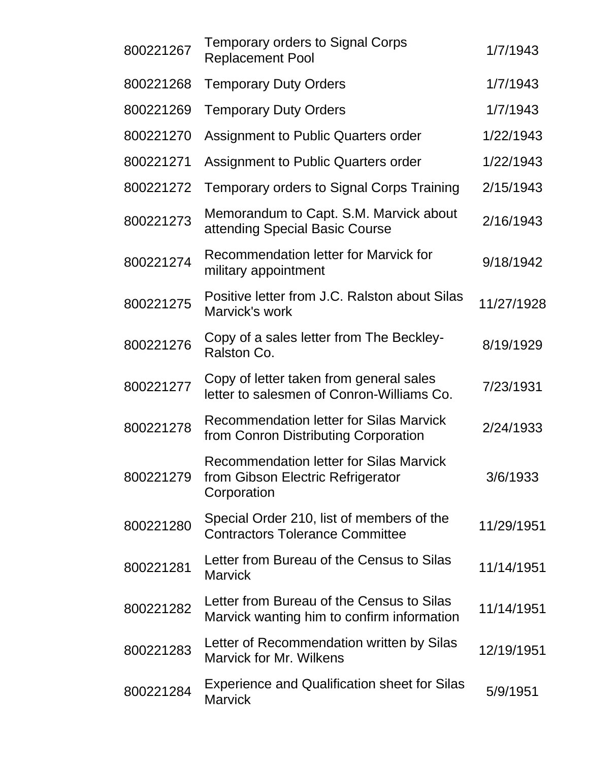| | | |
|---|---|---|
| 800221267 | Temporary orders to Signal Corps Replacement Pool | 1/7/1943 |
| 800221268 | Temporary Duty Orders | 1/7/1943 |
| 800221269 | Temporary Duty Orders | 1/7/1943 |
| 800221270 | Assignment to Public Quarters order | 1/22/1943 |
| 800221271 | Assignment to Public Quarters order | 1/22/1943 |
| 800221272 | Temporary orders to Signal Corps Training | 2/15/1943 |
| 800221273 | Memorandum to Capt. S.M. Marvick about attending Special Basic Course | 2/16/1943 |
| 800221274 | Recommendation letter for Marvick for military appointment | 9/18/1942 |
| 800221275 | Positive letter from J.C. Ralston about Silas Marvick's work | 11/27/1928 |
| 800221276 | Copy of a sales letter from The Beckley-Ralston Co. | 8/19/1929 |
| 800221277 | Copy of letter taken from general sales letter to salesmen of Conron-Williams Co. | 7/23/1931 |
| 800221278 | Recommendation letter for Silas Marvick from Conron Distributing Corporation | 2/24/1933 |
| 800221279 | Recommendation letter for Silas Marvick from Gibson Electric Refrigerator Corporation | 3/6/1933 |
| 800221280 | Special Order 210, list of members of the Contractors Tolerance Committee | 11/29/1951 |
| 800221281 | Letter from Bureau of the Census to Silas Marvick | 11/14/1951 |
| 800221282 | Letter from Bureau of the Census to Silas Marvick wanting him to confirm information | 11/14/1951 |
| 800221283 | Letter of Recommendation written by Silas Marvick for Mr. Wilkens | 12/19/1951 |
| 800221284 | Experience and Qualification sheet for Silas Marvick | 5/9/1951 |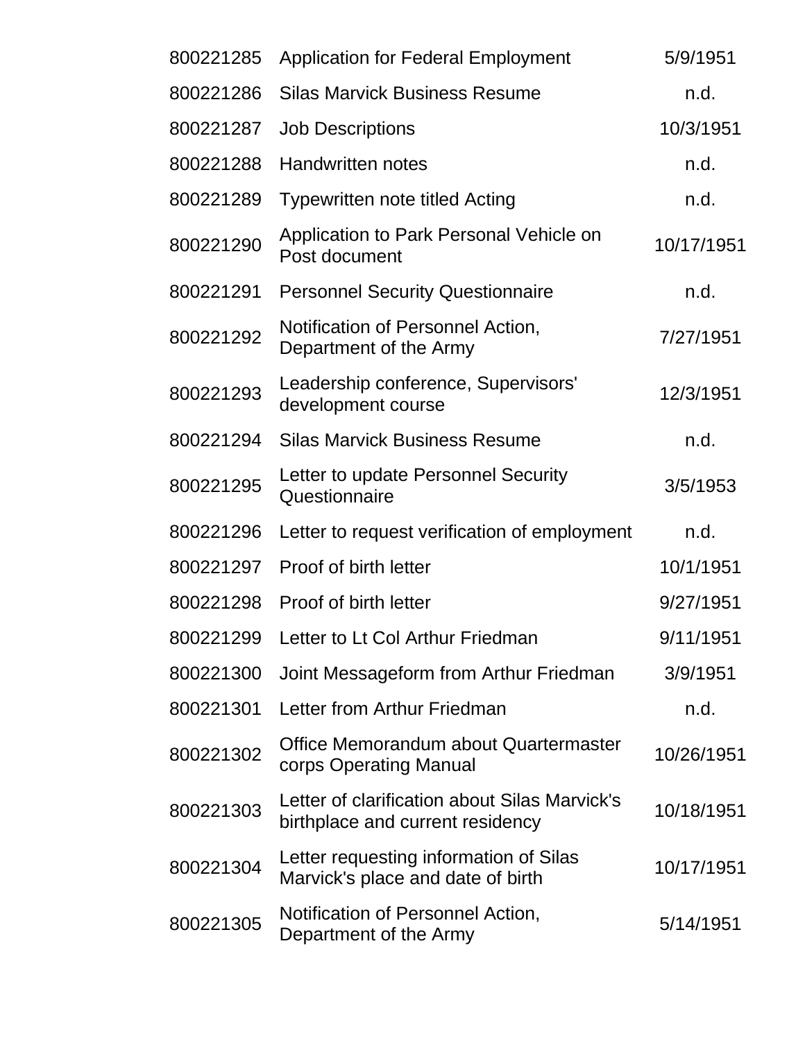| | | |
|---|---|---|
| 800221285 | Application for Federal Employment | 5/9/1951 |
| 800221286 | Silas Marvick Business Resume | n.d. |
| 800221287 | Job Descriptions | 10/3/1951 |
| 800221288 | Handwritten notes | n.d. |
| 800221289 | Typewritten note titled Acting | n.d. |
| 800221290 | Application to Park Personal Vehicle on Post document | 10/17/1951 |
| 800221291 | Personnel Security Questionnaire | n.d. |
| 800221292 | Notification of Personnel Action, Department of the Army | 7/27/1951 |
| 800221293 | Leadership conference, Supervisors' development course | 12/3/1951 |
| 800221294 | Silas Marvick Business Resume | n.d. |
| 800221295 | Letter to update Personnel Security Questionnaire | 3/5/1953 |
| 800221296 | Letter to request verification of employment | n.d. |
| 800221297 | Proof of birth letter | 10/1/1951 |
| 800221298 | Proof of birth letter | 9/27/1951 |
| 800221299 | Letter to Lt Col Arthur Friedman | 9/11/1951 |
| 800221300 | Joint Messageform from Arthur Friedman | 3/9/1951 |
| 800221301 | Letter from Arthur Friedman | n.d. |
| 800221302 | Office Memorandum about Quartermaster corps Operating Manual | 10/26/1951 |
| 800221303 | Letter of clarification about Silas Marvick's birthplace and current residency | 10/18/1951 |
| 800221304 | Letter requesting information of Silas Marvick's place and date of birth | 10/17/1951 |
| 800221305 | Notification of Personnel Action, Department of the Army | 5/14/1951 |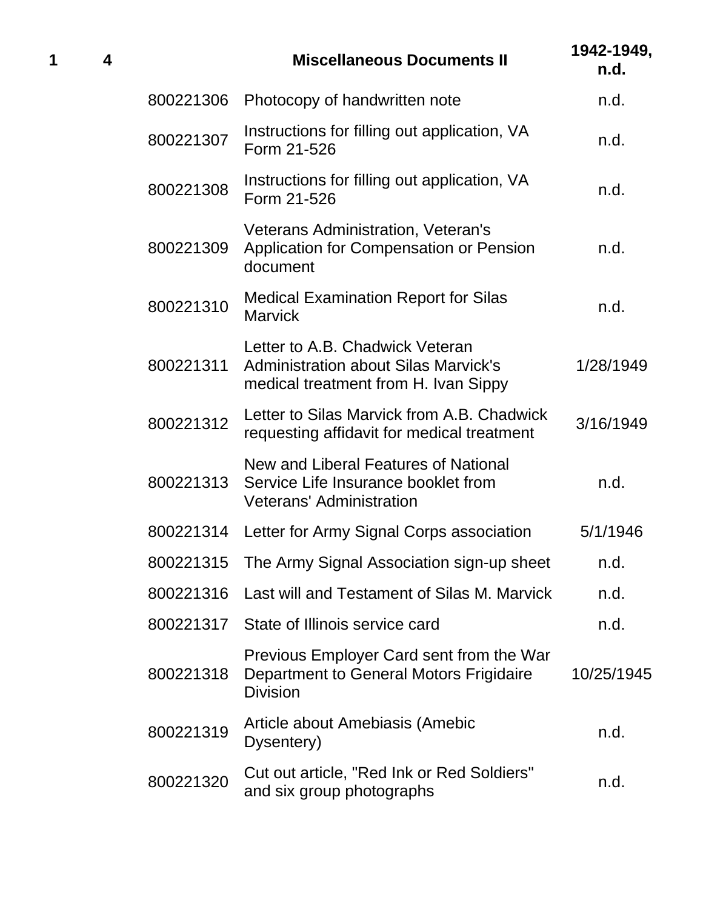| | | | | |
|---|---|---|---|---|
| **1** | **4** | | **Miscellaneous Documents II** | **1942-1949, n.d.** |
| | | 800221306 | Photocopy of handwritten note | n.d. |
| | | 800221307 | Instructions for filling out application, VA Form 21-526 | n.d. |
| | | 800221308 | Instructions for filling out application, VA Form 21-526 | n.d. |
| | | 800221309 | Veterans Administration, Veteran's Application for Compensation or Pension document | n.d. |
| | | 800221310 | Medical Examination Report for Silas Marvick | n.d. |
| | | 800221311 | Letter to A.B. Chadwick Veteran Administration about Silas Marvick's medical treatment from H. Ivan Sippy | 1/28/1949 |
| | | 800221312 | Letter to Silas Marvick from A.B. Chadwick requesting affidavit for medical treatment | 3/16/1949 |
| | | 800221313 | New and Liberal Features of National Service Life Insurance booklet from Veterans' Administration | n.d. |
| | | 800221314 | Letter for Army Signal Corps association | 5/1/1946 |
| | | 800221315 | The Army Signal Association sign-up sheet | n.d. |
| | | 800221316 | Last will and Testament of Silas M. Marvick | n.d. |
| | | 800221317 | State of Illinois service card | n.d. |
| | | 800221318 | Previous Employer Card sent from the War Department to General Motors Frigidaire Division | 10/25/1945 |
| | | 800221319 | Article about Amebiasis (Amebic Dysentery) | n.d. |
| | | 800221320 | Cut out article, "Red Ink or Red Soldiers" and six group photographs | n.d. |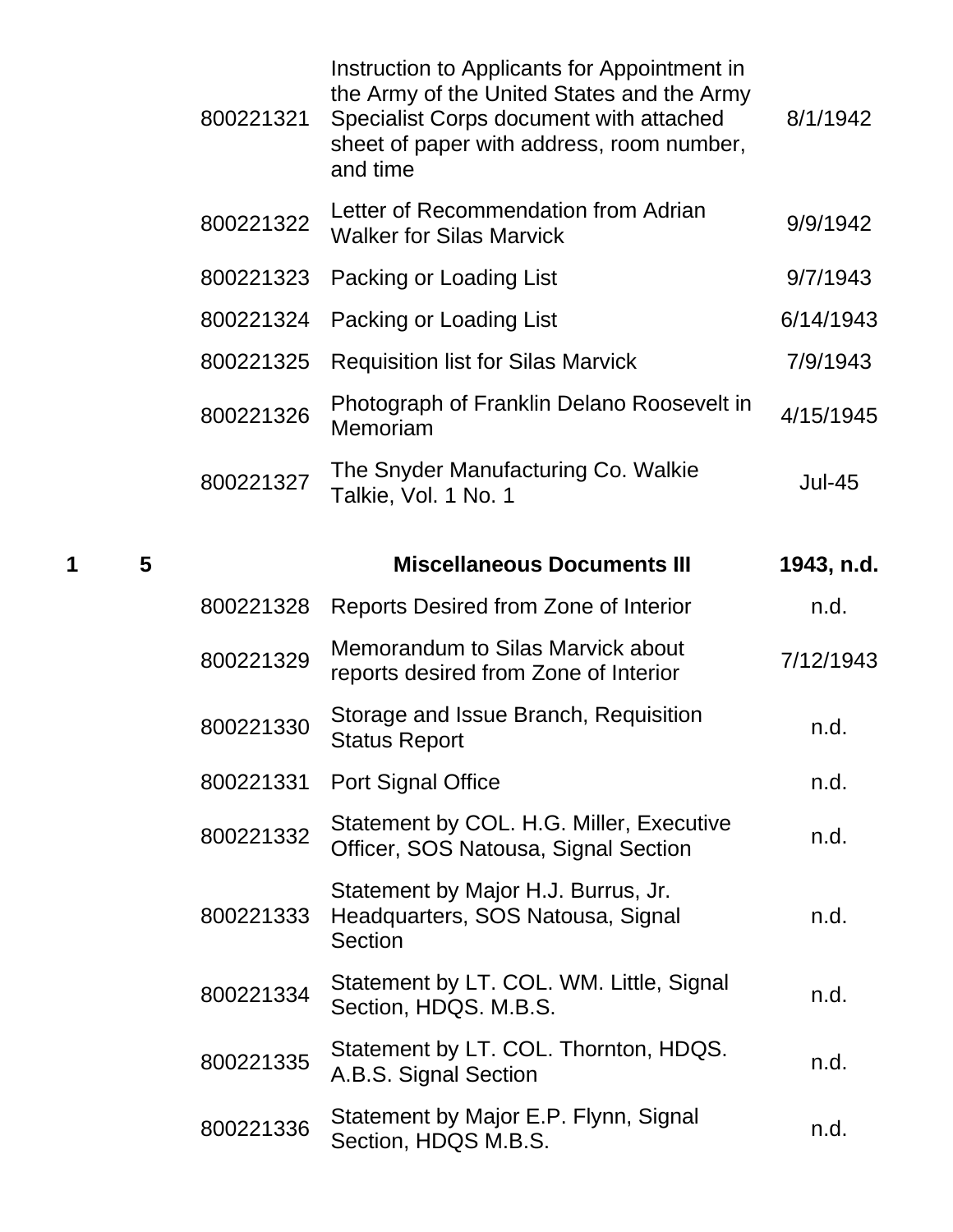| Box | Folder | Item ID | Description | Date |
|---|---|---|---|---|
| | | 800221321 | Instruction to Applicants for Appointment in the Army of the United States and the Army Specialist Corps document with attached sheet of paper with address, room number, and time | 8/1/1942 |
| | | 800221322 | Letter of Recommendation from Adrian Walker for Silas Marvick | 9/9/1942 |
| | | 800221323 | Packing or Loading List | 9/7/1943 |
| | | 800221324 | Packing or Loading List | 6/14/1943 |
| | | 800221325 | Requisition list for Silas Marvick | 7/9/1943 |
| | | 800221326 | Photograph of Franklin Delano Roosevelt in Memoriam | 4/15/1945 |
| | | 800221327 | The Snyder Manufacturing Co. Walkie Talkie, Vol. 1 No. 1 | Jul-45 |
| **1** | **5** | | **Miscellaneous Documents III** | **1943, n.d.** |
| | | 800221328 | Reports Desired from Zone of Interior | n.d. |
| | | 800221329 | Memorandum to Silas Marvick about reports desired from Zone of Interior | 7/12/1943 |
| | | 800221330 | Storage and Issue Branch, Requisition Status Report | n.d. |
| | | 800221331 | Port Signal Office | n.d. |
| | | 800221332 | Statement by COL. H.G. Miller, Executive Officer, SOS Natousa, Signal Section | n.d. |
| | | 800221333 | Statement by Major H.J. Burrus, Jr. Headquarters, SOS Natousa, Signal Section | n.d. |
| | | 800221334 | Statement by LT. COL. WM. Little, Signal Section, HDQS. M.B.S. | n.d. |
| | | 800221335 | Statement by LT. COL. Thornton, HDQS. A.B.S. Signal Section | n.d. |
| | | 800221336 | Statement by Major E.P. Flynn, Signal Section, HDQS M.B.S. | n.d. |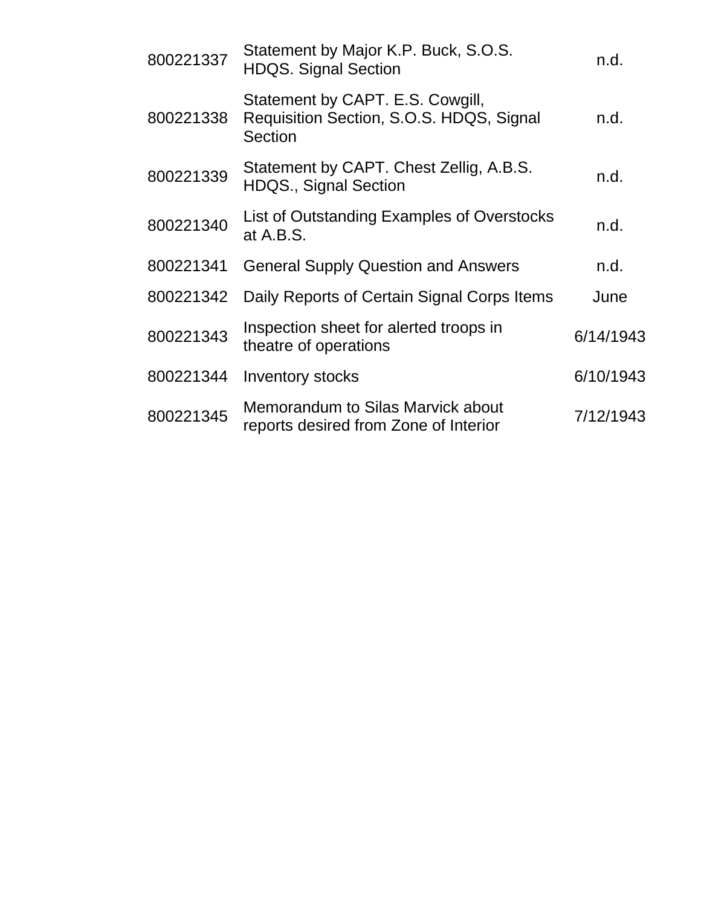| | | |
|---|---|---|
| 800221337 | Statement by Major K.P. Buck, S.O.S. HDQS. Signal Section | n.d. |
| 800221338 | Statement by CAPT. E.S. Cowgill, Requisition Section, S.O.S. HDQS, Signal Section | n.d. |
| 800221339 | Statement by CAPT. Chest Zellig, A.B.S. HDQS., Signal Section | n.d. |
| 800221340 | List of Outstanding Examples of Overstocks at A.B.S. | n.d. |
| 800221341 | General Supply Question and Answers | n.d. |
| 800221342 | Daily Reports of Certain Signal Corps Items | June |
| 800221343 | Inspection sheet for alerted troops in theatre of operations | 6/14/1943 |
| 800221344 | Inventory stocks | 6/10/1943 |
| 800221345 | Memorandum to Silas Marvick about reports desired from Zone of Interior | 7/12/1943 |